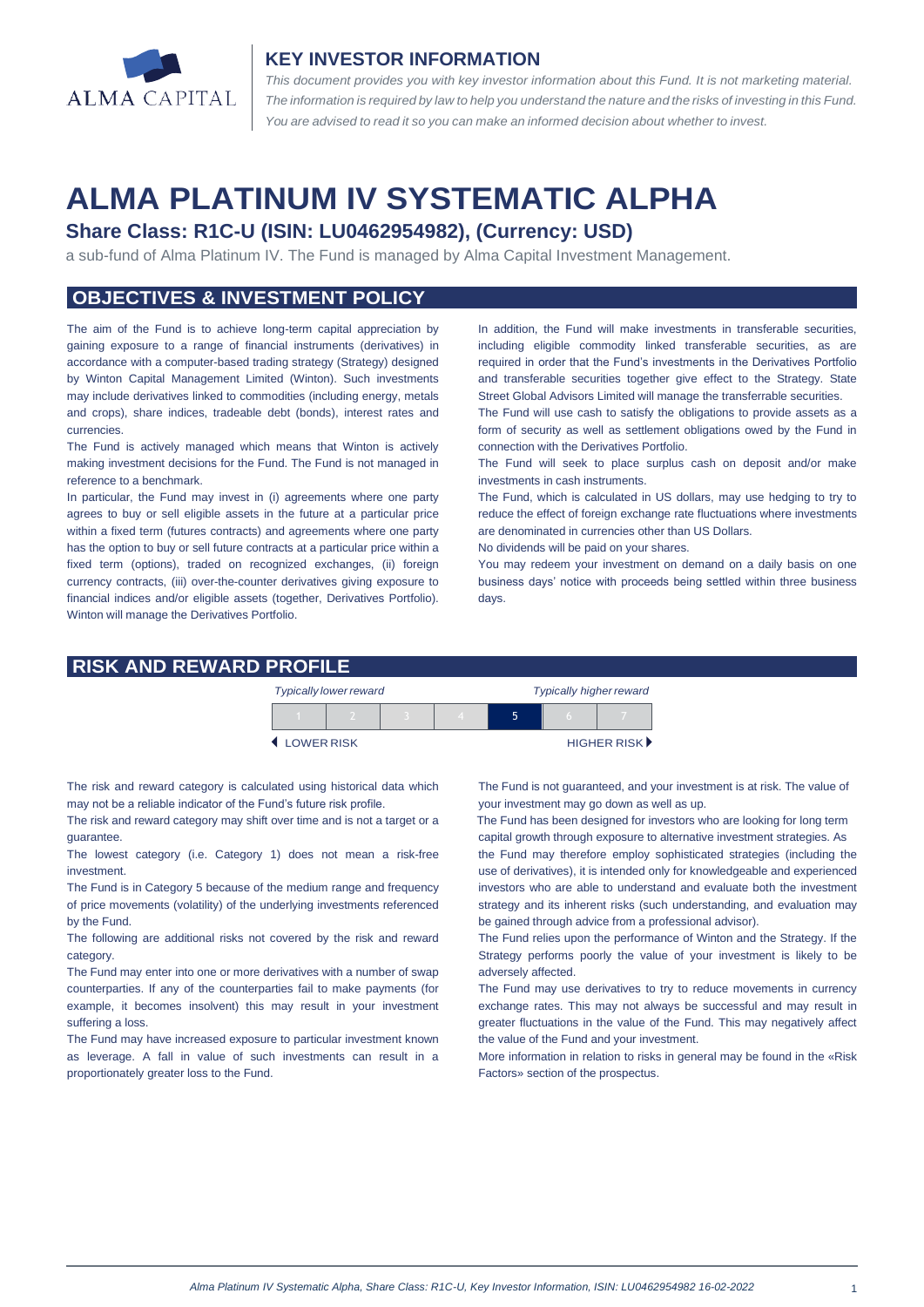ALMA CAPITAL

## KEY INVESTOR INFORMATION

*This document provides you with key investor information about this Fund. It is not marketing material. The information is required by law to help you understand the nature and the risks of investing in this Fund. You are advised to read it so you can make an informed decision about whether to invest.*

# ALMA PLATINUM IV SYSTEMATIC ALPHA

### Share Class: R1C-U (ISIN: LU0462954982), (Currency: USD)

a sub-fund of Alma Platinum IV. The Fund is managed by Alma Capital Investment Management.

## OBJECTIVES & INVESTMENT POLICY

The aim of the Fund is to achieve long-term capital appreciation by gaining exposure to a range of financial instruments (derivatives) in accordance with a computer-based trading strategy (Strategy) designed by Winton Capital Management Limited (Winton). Such investments may include derivatives linked to commodities (including energy, metals and crops), share indices, tradeable debt (bonds), interest rates and currencies.

The Fund is actively managed which means that Winton is actively making investment decisions for the Fund. The Fund is not managed in reference to a benchmark.

In particular, the Fund may invest in (i) agreements where one party agrees to buy or sell eligible assets in the future at a particular price within a fixed term (futures contracts) and agreements where one party has the option to buy or sell future contracts at a particular price within a fixed term (options), traded on recognized exchanges, (ii) foreign currency contracts, (iii) over-the-counter derivatives giving exposure to financial indices and/or eligible assets (together, Derivatives Portfolio). Winton will manage the Derivatives Portfolio.

In addition, the Fund will make investments in transferable securities, including eligible commodity linked transferable securities, as are required in order that the Fund's investments in the Derivatives Portfolio and transferable securities together give effect to the Strategy. State Street Global Advisors Limited will manage the transferable securities.

The Fund will use cash to satisfy the obligations to provide assets as a form of security as well as settlement obligations owed by the Fund in connection with the Derivatives Portfolio.

The Fund will seek to place surplus cash on deposit and/or make investments in cash instruments.

The Fund, which is calculated in US dollars, may use hedging to try to reduce the effect of foreign exchange rate fluctuations where investments are denominated in currencies other than US Dollars.

No dividends will be paid on your shares.

You may redeem your investment on demand on a daily basis on one business days' notice with proceeds being settled within three business days.

## RISK AND REWARD PROFILE

*Typically lower reward* — *Typically higher reward*

| 1 | 2 | 3 | 4 | **5** | 6 | 7 |
|---|---|---|---|---|---|---|

LOWER RISK — HIGHER RISK

The risk and reward category is calculated using historical data which may not be a reliable indicator of the Fund's future risk profile.

The risk and reward category may shift over time and is not a target or a guarantee.

The lowest category (i.e. Category 1) does not mean a risk-free investment.

The Fund is in Category 5 because of the medium range and frequency of price movements (volatility) of the underlying investments referenced by the Fund.

The following are additional risks not covered by the risk and reward category.

The Fund may enter into one or more derivatives with a number of swap counterparties. If any of the counterparties fail to make payments (for example, it becomes insolvent) this may result in your investment suffering a loss.

The Fund may have increased exposure to particular investment known as leverage. A fall in value of such investments can result in a proportionately greater loss to the Fund.

The Fund is not guaranteed, and your investment is at risk. The value of your investment may go down as well as up.

The Fund has been designed for investors who are looking for long term capital growth through exposure to alternative investment strategies. As the Fund may therefore employ sophisticated strategies (including the use of derivatives), it is intended only for knowledgeable and experienced investors who are able to understand and evaluate both the investment strategy and its inherent risks (such understanding, and evaluation may be gained through advice from a professional advisor).

The Fund relies upon the performance of Winton and the Strategy. If the Strategy performs poorly the value of your investment is likely to be adversely affected.

The Fund may use derivatives to try to reduce movements in currency exchange rates. This may not always be successful and may result in greater fluctuations in the value of the Fund. This may negatively affect the value of the Fund and your investment.

More information in relation to risks in general may be found in the «Risk Factors» section of the prospectus.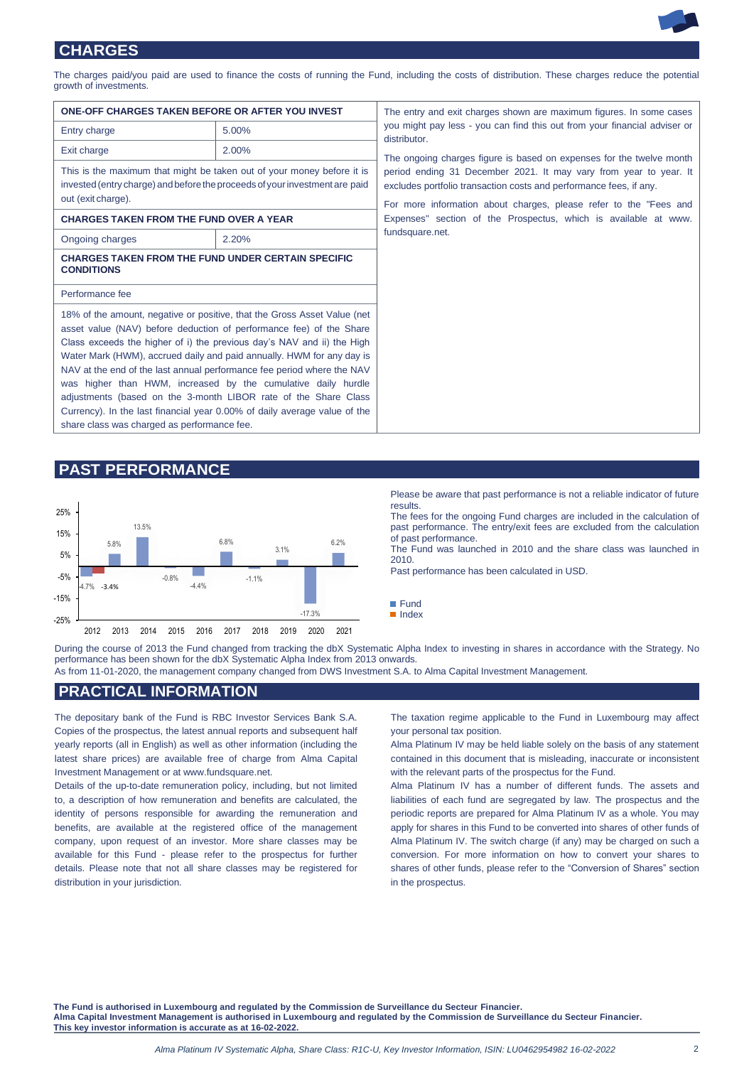## CHARGES

The charges paid/you paid are used to finance the costs of running the Fund, including the costs of distribution. These charges reduce the potential growth of investments.

| ONE-OFF CHARGES TAKEN BEFORE OR AFTER YOU INVEST | |
|---|---|
| Entry charge | 5.00% |
| Exit charge | 2.00% |
| This is the maximum that might be taken out of your money before it is invested (entry charge) and before the proceeds of your investment are paid out (exit charge). | |
| **CHARGES TAKEN FROM THE FUND OVER A YEAR** | |
| Ongoing charges | 2.20% |
| **CHARGES TAKEN FROM THE FUND UNDER CERTAIN SPECIFIC CONDITIONS** | |
| Performance fee | |
| 18% of the amount, negative or positive, that the Gross Asset Value (net asset value (NAV) before deduction of performance fee) of the Share Class exceeds the higher of i) the previous day's NAV and ii) the High Water Mark (HWM), accrued daily and paid annually. HWM for any day is NAV at the end of the last annual performance fee period where the NAV was higher than HWM, increased by the cumulative daily hurdle adjustments (based on the 3-month LIBOR rate of the Share Class Currency). In the last financial year 0.00% of daily average value of the share class was charged as performance fee. | |

The entry and exit charges shown are maximum figures. In some cases you might pay less - you can find this out from your financial adviser or distributor.

The ongoing charges figure is based on expenses for the twelve month period ending 31 December 2021. It may vary from year to year. It excludes portfolio transaction costs and performance fees, if any.

For more information about charges, please refer to the "Fees and Expenses" section of the Prospectus, which is available at www.fundsquare.net.

## PAST PERFORMANCE

25%
15%
5%
-5%
-15%
-25%

-4.7% -3.4% 5.8% 13.5% -0.8% -4.4% 6.8% -1.1% 3.1% -17.3% 6.2%

2012 2013 2014 2015 2016 2017 2018 2019 2020 2021

Fund
Index

Please be aware that past performance is not a reliable indicator of future results.
The fees for the ongoing Fund charges are included in the calculation of past performance. The entry/exit fees are excluded from the calculation of past performance.
The Fund was launched in 2010 and the share class was launched in 2010.
Past performance has been calculated in USD.

During the course of 2013 the Fund changed from tracking the dbX Systematic Alpha Index to investing in shares in accordance with the Strategy. No performance has been shown for the dbX Systematic Alpha Index from 2013 onwards.
As from 11-01-2020, the management company changed from DWS Investment S.A. to Alma Capital Investment Management.

## PRACTICAL INFORMATION

The depositary bank of the Fund is RBC Investor Services Bank S.A. Copies of the prospectus, the latest annual reports and subsequent half yearly reports (all in English) as well as other information (including the latest share prices) are available free of charge from Alma Capital Investment Management or at www.fundsquare.net.
Details of the up-to-date remuneration policy, including, but not limited to, a description of how remuneration and benefits are calculated, the identity of persons responsible for awarding the remuneration and benefits, are available at the registered office of the management company, upon request of an investor. More share classes may be available for this Fund - please refer to the prospectus for further details. Please note that not all share classes may be registered for distribution in your jurisdiction.

The taxation regime applicable to the Fund in Luxembourg may affect your personal tax position.
Alma Platinum IV may be held liable solely on the basis of any statement contained in this document that is misleading, inaccurate or inconsistent with the relevant parts of the prospectus for the Fund.
Alma Platinum IV has a number of different funds. The assets and liabilities of each fund are segregated by law. The prospectus and the periodic reports are prepared for Alma Platinum IV as a whole. You may apply for shares in this Fund to be converted into shares of other funds of Alma Platinum IV. The switch charge (if any) may be charged on such a conversion. For more information on how to convert your shares to shares of other funds, please refer to the "Conversion of Shares" section in the prospectus.

**The Fund is authorised in Luxembourg and regulated by the Commission de Surveillance du Secteur Financier.**
**Alma Capital Investment Management is authorised in Luxembourg and regulated by the Commission de Surveillance du Secteur Financier.**
**This key investor information is accurate as at 16-02-2022.**